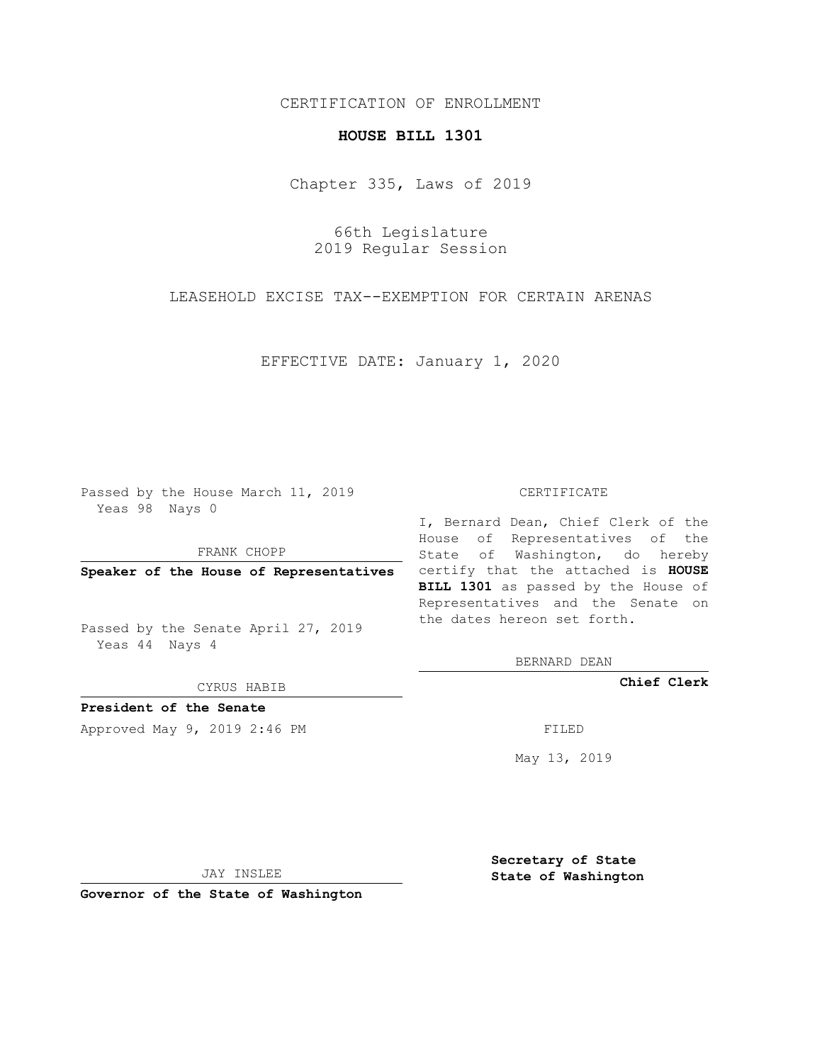CERTIFICATION OF ENROLLMENT

**HOUSE BILL 1301**

Chapter 335, Laws of 2019

66th Legislature
2019 Regular Session

LEASEHOLD EXCISE TAX--EXEMPTION FOR CERTAIN ARENAS

EFFECTIVE DATE: January 1, 2020

Passed by the House March 11, 2019
Yeas 98 Nays 0

FRANK CHOPP

**Speaker of the House of Representatives**

Passed by the Senate April 27, 2019
Yeas 44 Nays 4

CYRUS HABIB

**President of the Senate**

Approved May 9, 2019 2:46 PM

JAY INSLEE

**Governor of the State of Washington**

CERTIFICATE

I, Bernard Dean, Chief Clerk of the House of Representatives of the State of Washington, do hereby certify that the attached is **HOUSE BILL 1301** as passed by the House of Representatives and the Senate on the dates hereon set forth.

BERNARD DEAN

**Chief Clerk**

FILED

May 13, 2019

**Secretary of State**
**State of Washington**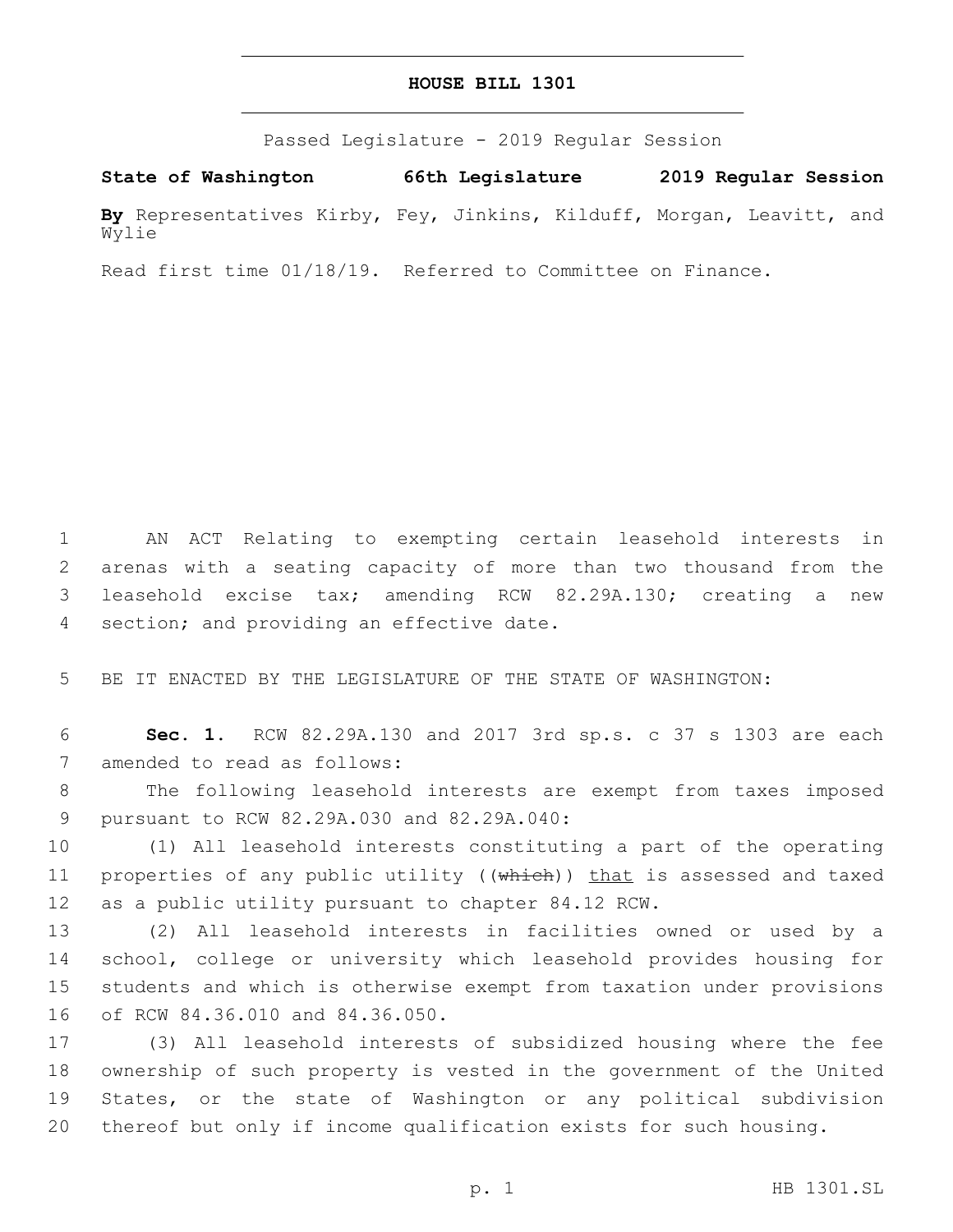# HOUSE BILL 1301

Passed Legislature - 2019 Regular Session

**State of Washington 66th Legislature 2019 Regular Session**

**By** Representatives Kirby, Fey, Jinkins, Kilduff, Morgan, Leavitt, and Wylie

Read first time 01/18/19. Referred to Committee on Finance.

1 AN ACT Relating to exempting certain leasehold interests in 2 arenas with a seating capacity of more than two thousand from the 3 leasehold excise tax; amending RCW 82.29A.130; creating a new 4 section; and providing an effective date.

5 BE IT ENACTED BY THE LEGISLATURE OF THE STATE OF WASHINGTON:

6 **Sec. 1.** RCW 82.29A.130 and 2017 3rd sp.s. c 37 s 1303 are each 7 amended to read as follows:

8 The following leasehold interests are exempt from taxes imposed 9 pursuant to RCW 82.29A.030 and 82.29A.040:

10 (1) All leasehold interests constituting a part of the operating 11 properties of any public utility ((~~which~~)) <u>that</u> is assessed and taxed 12 as a public utility pursuant to chapter 84.12 RCW.

13 (2) All leasehold interests in facilities owned or used by a 14 school, college or university which leasehold provides housing for 15 students and which is otherwise exempt from taxation under provisions 16 of RCW 84.36.010 and 84.36.050.

17 (3) All leasehold interests of subsidized housing where the fee 18 ownership of such property is vested in the government of the United 19 States, or the state of Washington or any political subdivision 20 thereof but only if income qualification exists for such housing.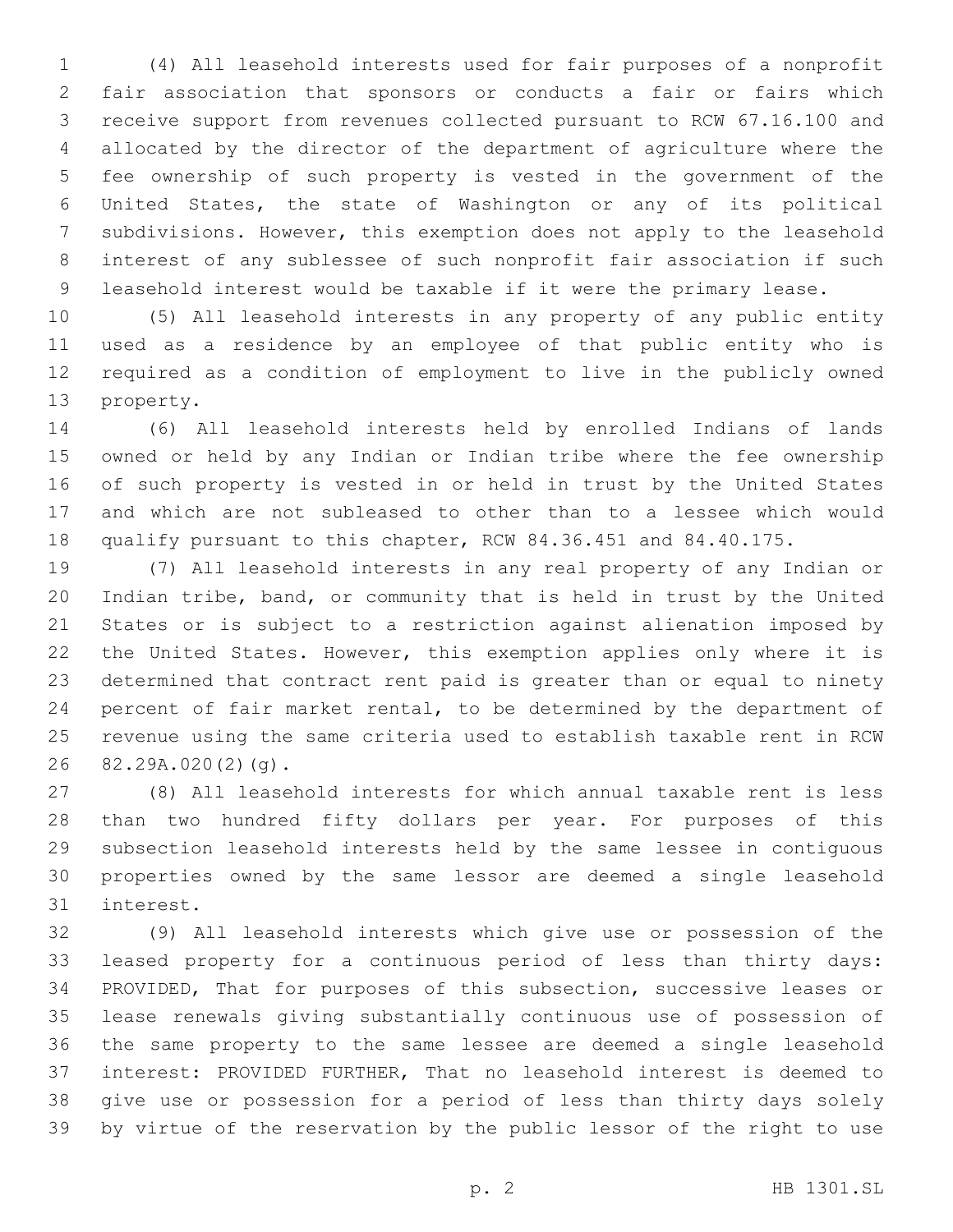(4) All leasehold interests used for fair purposes of a nonprofit fair association that sponsors or conducts a fair or fairs which receive support from revenues collected pursuant to RCW 67.16.100 and allocated by the director of the department of agriculture where the fee ownership of such property is vested in the government of the United States, the state of Washington or any of its political subdivisions. However, this exemption does not apply to the leasehold interest of any sublessee of such nonprofit fair association if such leasehold interest would be taxable if it were the primary lease.

(5) All leasehold interests in any property of any public entity used as a residence by an employee of that public entity who is required as a condition of employment to live in the publicly owned property.

(6) All leasehold interests held by enrolled Indians of lands owned or held by any Indian or Indian tribe where the fee ownership of such property is vested in or held in trust by the United States and which are not subleased to other than to a lessee which would qualify pursuant to this chapter, RCW 84.36.451 and 84.40.175.

(7) All leasehold interests in any real property of any Indian or Indian tribe, band, or community that is held in trust by the United States or is subject to a restriction against alienation imposed by the United States. However, this exemption applies only where it is determined that contract rent paid is greater than or equal to ninety percent of fair market rental, to be determined by the department of revenue using the same criteria used to establish taxable rent in RCW 82.29A.020(2)(g).

(8) All leasehold interests for which annual taxable rent is less than two hundred fifty dollars per year. For purposes of this subsection leasehold interests held by the same lessee in contiguous properties owned by the same lessor are deemed a single leasehold interest.

(9) All leasehold interests which give use or possession of the leased property for a continuous period of less than thirty days: PROVIDED, That for purposes of this subsection, successive leases or lease renewals giving substantially continuous use of possession of the same property to the same lessee are deemed a single leasehold interest: PROVIDED FURTHER, That no leasehold interest is deemed to give use or possession for a period of less than thirty days solely by virtue of the reservation by the public lessor of the right to use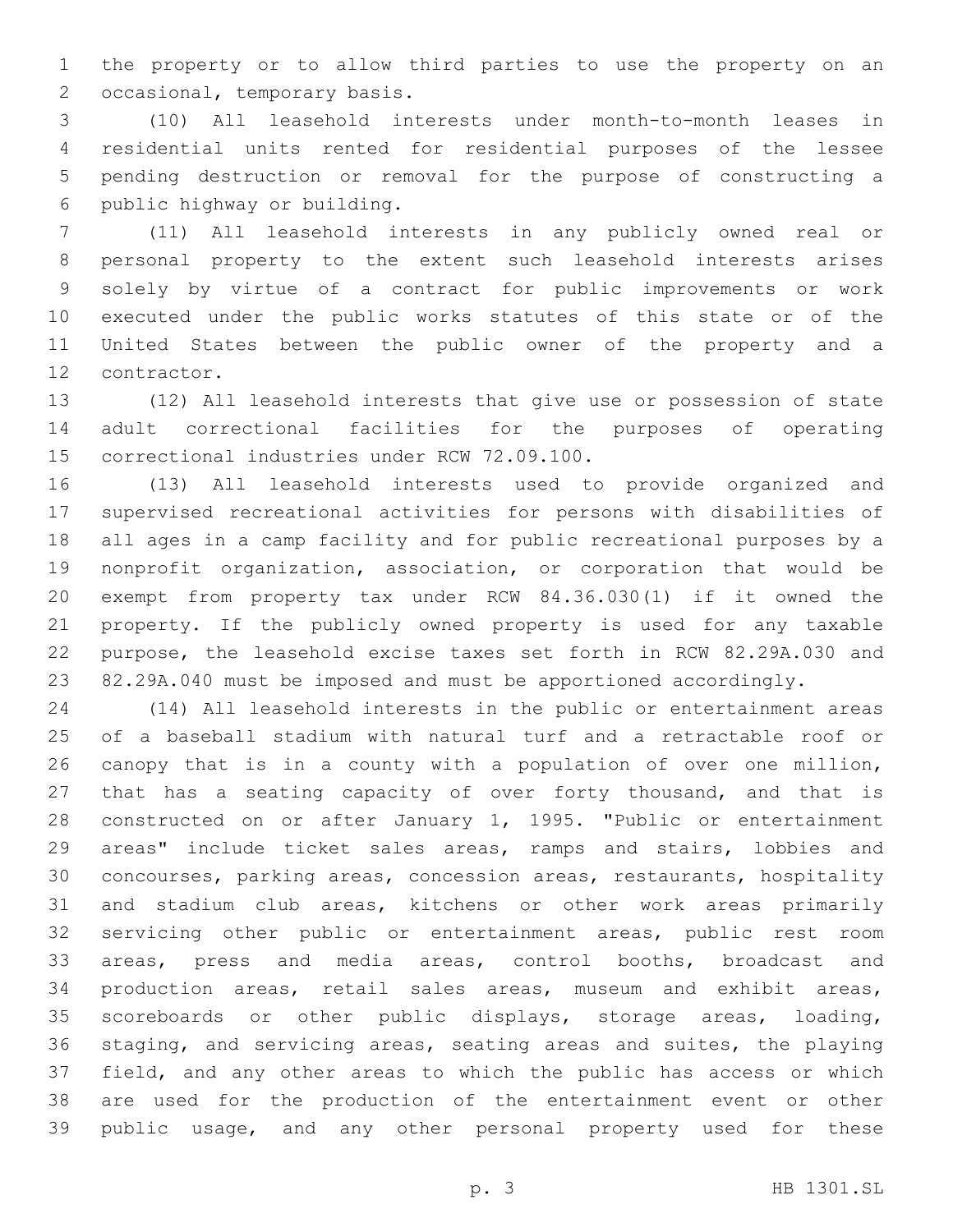the property or to allow third parties to use the property on an occasional, temporary basis.

(10) All leasehold interests under month-to-month leases in residential units rented for residential purposes of the lessee pending destruction or removal for the purpose of constructing a public highway or building.

(11) All leasehold interests in any publicly owned real or personal property to the extent such leasehold interests arises solely by virtue of a contract for public improvements or work executed under the public works statutes of this state or of the United States between the public owner of the property and a contractor.

(12) All leasehold interests that give use or possession of state adult correctional facilities for the purposes of operating correctional industries under RCW 72.09.100.

(13) All leasehold interests used to provide organized and supervised recreational activities for persons with disabilities of all ages in a camp facility and for public recreational purposes by a nonprofit organization, association, or corporation that would be exempt from property tax under RCW 84.36.030(1) if it owned the property. If the publicly owned property is used for any taxable purpose, the leasehold excise taxes set forth in RCW 82.29A.030 and 82.29A.040 must be imposed and must be apportioned accordingly.

(14) All leasehold interests in the public or entertainment areas of a baseball stadium with natural turf and a retractable roof or canopy that is in a county with a population of over one million, that has a seating capacity of over forty thousand, and that is constructed on or after January 1, 1995. "Public or entertainment areas" include ticket sales areas, ramps and stairs, lobbies and concourses, parking areas, concession areas, restaurants, hospitality and stadium club areas, kitchens or other work areas primarily servicing other public or entertainment areas, public rest room areas, press and media areas, control booths, broadcast and production areas, retail sales areas, museum and exhibit areas, scoreboards or other public displays, storage areas, loading, staging, and servicing areas, seating areas and suites, the playing field, and any other areas to which the public has access or which are used for the production of the entertainment event or other public usage, and any other personal property used for these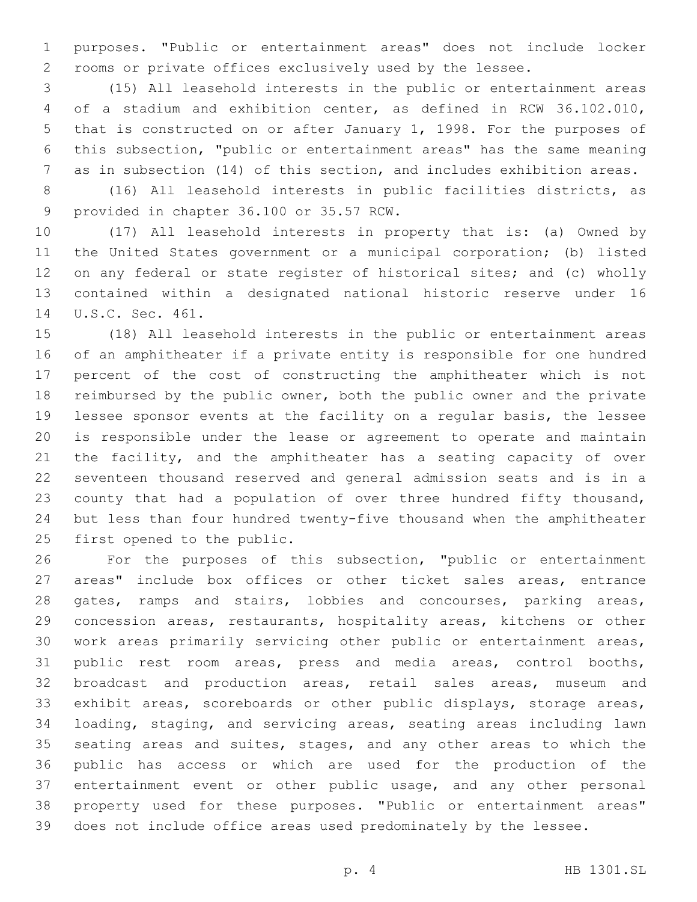purposes. "Public or entertainment areas" does not include locker rooms or private offices exclusively used by the lessee.

(15) All leasehold interests in the public or entertainment areas of a stadium and exhibition center, as defined in RCW 36.102.010, that is constructed on or after January 1, 1998. For the purposes of this subsection, "public or entertainment areas" has the same meaning as in subsection (14) of this section, and includes exhibition areas.

(16) All leasehold interests in public facilities districts, as provided in chapter 36.100 or 35.57 RCW.

(17) All leasehold interests in property that is: (a) Owned by the United States government or a municipal corporation; (b) listed on any federal or state register of historical sites; and (c) wholly contained within a designated national historic reserve under 16 U.S.C. Sec. 461.

(18) All leasehold interests in the public or entertainment areas of an amphitheater if a private entity is responsible for one hundred percent of the cost of constructing the amphitheater which is not reimbursed by the public owner, both the public owner and the private lessee sponsor events at the facility on a regular basis, the lessee is responsible under the lease or agreement to operate and maintain the facility, and the amphitheater has a seating capacity of over seventeen thousand reserved and general admission seats and is in a county that had a population of over three hundred fifty thousand, but less than four hundred twenty-five thousand when the amphitheater first opened to the public.

For the purposes of this subsection, "public or entertainment areas" include box offices or other ticket sales areas, entrance gates, ramps and stairs, lobbies and concourses, parking areas, concession areas, restaurants, hospitality areas, kitchens or other work areas primarily servicing other public or entertainment areas, public rest room areas, press and media areas, control booths, broadcast and production areas, retail sales areas, museum and exhibit areas, scoreboards or other public displays, storage areas, loading, staging, and servicing areas, seating areas including lawn seating areas and suites, stages, and any other areas to which the public has access or which are used for the production of the entertainment event or other public usage, and any other personal property used for these purposes. "Public or entertainment areas" does not include office areas used predominately by the lessee.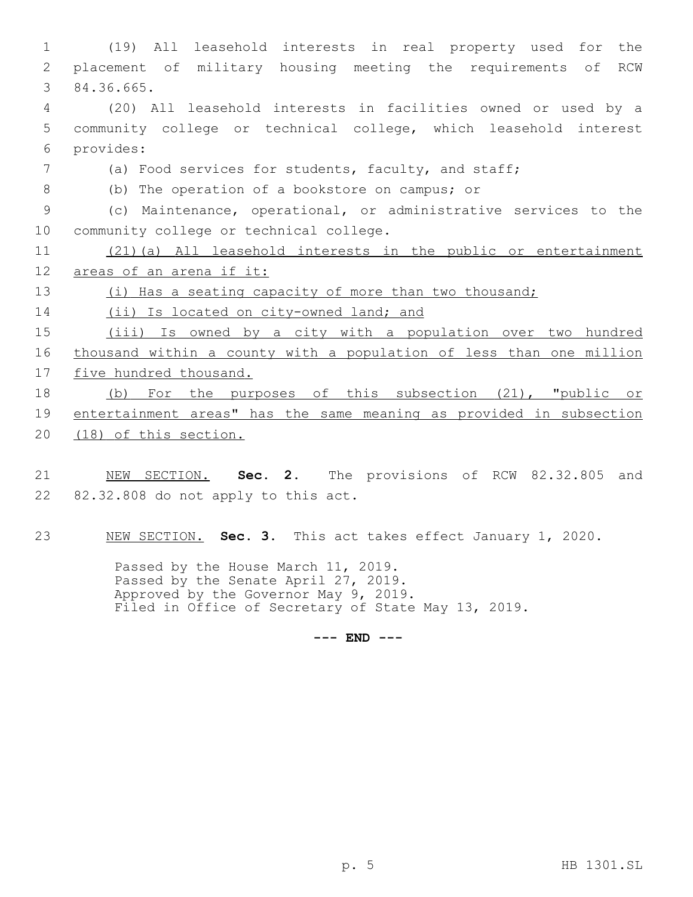(19) All leasehold interests in real property used for the placement of military housing meeting the requirements of RCW 84.36.665.

(20) All leasehold interests in facilities owned or used by a community college or technical college, which leasehold interest provides:

(a) Food services for students, faculty, and staff;

(b) The operation of a bookstore on campus; or

(c) Maintenance, operational, or administrative services to the community college or technical college.

<u>(21)(a) All leasehold interests in the public or entertainment areas of an arena if it:</u>

<u>(i) Has a seating capacity of more than two thousand;</u>

<u>(ii) Is located on city-owned land; and</u>

<u>(iii) Is owned by a city with a population over two hundred thousand within a county with a population of less than one million five hundred thousand.</u>

<u>(b) For the purposes of this subsection (21), "public or entertainment areas" has the same meaning as provided in subsection (18) of this section.</u>

<u>NEW SECTION.</u> **Sec. 2.** The provisions of RCW 82.32.805 and 82.32.808 do not apply to this act.

<u>NEW SECTION.</u> **Sec. 3.** This act takes effect January 1, 2020.

Passed by the House March 11, 2019.
Passed by the Senate April 27, 2019.
Approved by the Governor May 9, 2019.
Filed in Office of Secretary of State May 13, 2019.

**--- END ---**